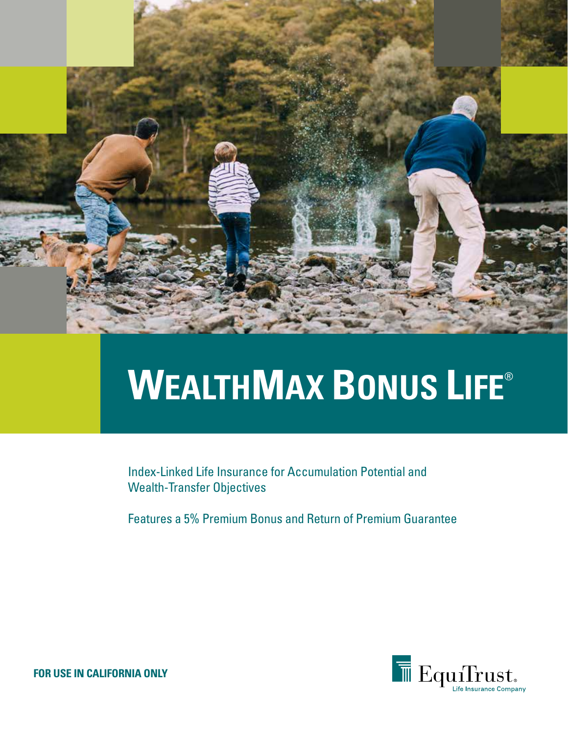# WealthMax Bonus Life®

Index-Linked Life Insurance for Accumulation Potential and Wealth-Transfer Objectives

Features a 5% Premium Bonus and Return of Premium Guarantee

**FOR USE IN CALIFORNIA ONLY**

EquiTrust® Life Insurance Company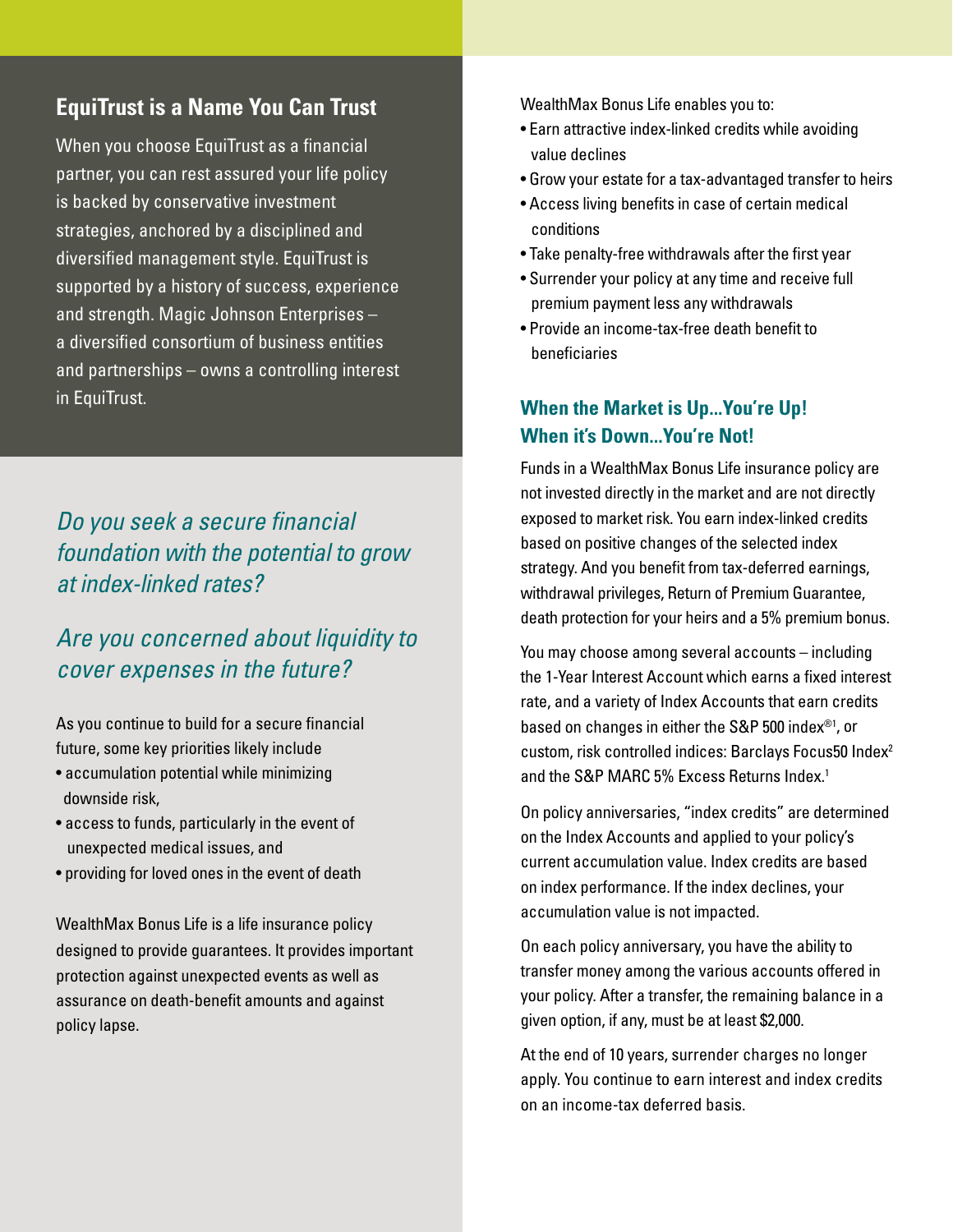## EquiTrust is a Name You Can Trust

When you choose EquiTrust as a financial partner, you can rest assured your life policy is backed by conservative investment strategies, anchored by a disciplined and diversified management style. EquiTrust is supported by a history of success, experience and strength. Magic Johnson Enterprises – a diversified consortium of business entities and partnerships – owns a controlling interest in EquiTrust.

*Do you seek a secure financial foundation with the potential to grow at index-linked rates?*

*Are you concerned about liquidity to cover expenses in the future?*

As you continue to build for a secure financial future, some key priorities likely include

- accumulation potential while minimizing downside risk,
- access to funds, particularly in the event of unexpected medical issues, and
- providing for loved ones in the event of death

WealthMax Bonus Life is a life insurance policy designed to provide guarantees. It provides important protection against unexpected events as well as assurance on death-benefit amounts and against policy lapse.

WealthMax Bonus Life enables you to:

- Earn attractive index-linked credits while avoiding value declines
- Grow your estate for a tax-advantaged transfer to heirs
- Access living benefits in case of certain medical conditions
- Take penalty-free withdrawals after the first year
- Surrender your policy at any time and receive full premium payment less any withdrawals
- Provide an income-tax-free death benefit to beneficiaries

### When the Market is Up...You're Up! When it's Down...You're Not!

Funds in a WealthMax Bonus Life insurance policy are not invested directly in the market and are not directly exposed to market risk. You earn index-linked credits based on positive changes of the selected index strategy. And you benefit from tax-deferred earnings, withdrawal privileges, Return of Premium Guarantee, death protection for your heirs and a 5% premium bonus.

You may choose among several accounts – including the 1-Year Interest Account which earns a fixed interest rate, and a variety of Index Accounts that earn credits based on changes in either the S&P 500 index®[1], or custom, risk controlled indices: Barclays Focus50 Index[2] and the S&P MARC 5% Excess Returns Index.[1]

On policy anniversaries, "index credits" are determined on the Index Accounts and applied to your policy's current accumulation value. Index credits are based on index performance. If the index declines, your accumulation value is not impacted.

On each policy anniversary, you have the ability to transfer money among the various accounts offered in your policy. After a transfer, the remaining balance in a given option, if any, must be at least $2,000.

At the end of 10 years, surrender charges no longer apply. You continue to earn interest and index credits on an income-tax deferred basis.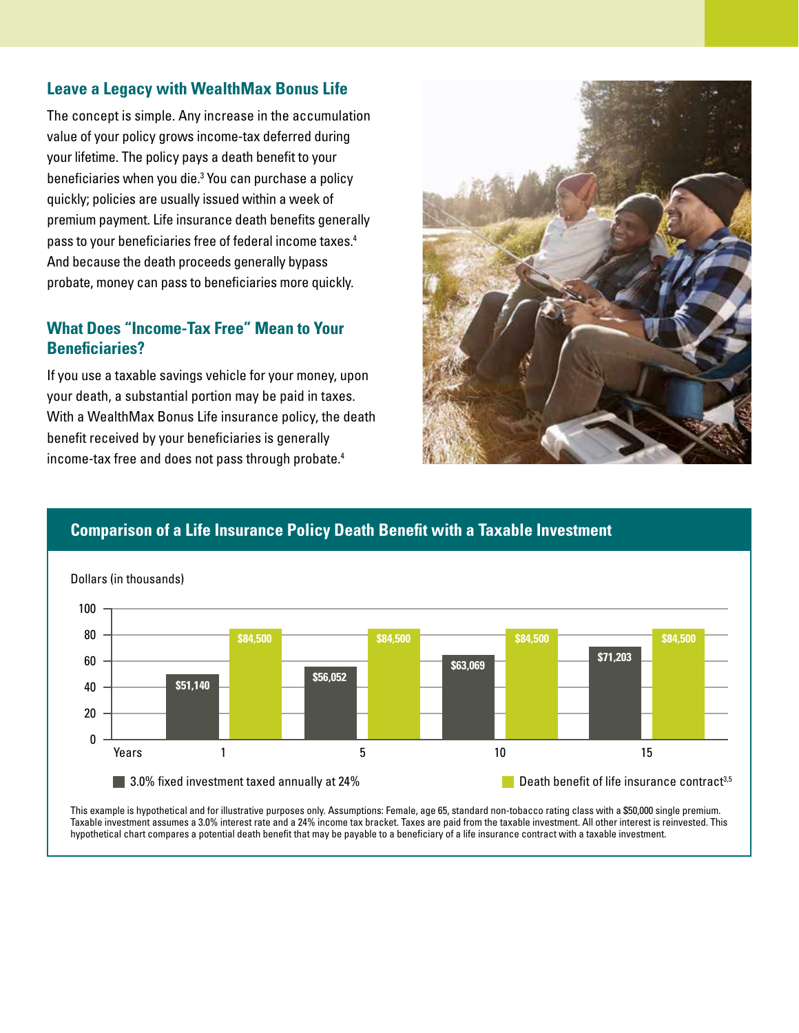## Leave a Legacy with WealthMax Bonus Life

The concept is simple. Any increase in the accumulation value of your policy grows income-tax deferred during your lifetime. The policy pays a death benefit to your beneficiaries when you die.[3] You can purchase a policy quickly; policies are usually issued within a week of premium payment. Life insurance death benefits generally pass to your beneficiaries free of federal income taxes.[4] And because the death proceeds generally bypass probate, money can pass to beneficiaries more quickly.

## What Does "Income-Tax Free" Mean to Your Beneficiaries?

If you use a taxable savings vehicle for your money, upon your death, a substantial portion may be paid in taxes. With a WealthMax Bonus Life insurance policy, the death benefit received by your beneficiaries is generally income-tax free and does not pass through probate.[4]

### Comparison of a Life Insurance Policy Death Benefit with a Taxable Investment

Dollars (in thousands)

| Years | 3.0% fixed investment taxed annually at 24% | Death benefit of life insurance contract[3,5] |
|---|---|---|
| 1 | $51,140 | $84,500 |
| 5 | $56,052 | $84,500 |
| 10 | $63,069 | $84,500 |
| 15 | $71,203 | $84,500 |

This example is hypothetical and for illustrative purposes only. Assumptions: Female, age 65, standard non-tobacco rating class with a $50,000 single premium. Taxable investment assumes a 3.0% interest rate and a 24% income tax bracket. Taxes are paid from the taxable investment. All other interest is reinvested. This hypothetical chart compares a potential death benefit that may be payable to a beneficiary of a life insurance contract with a taxable investment.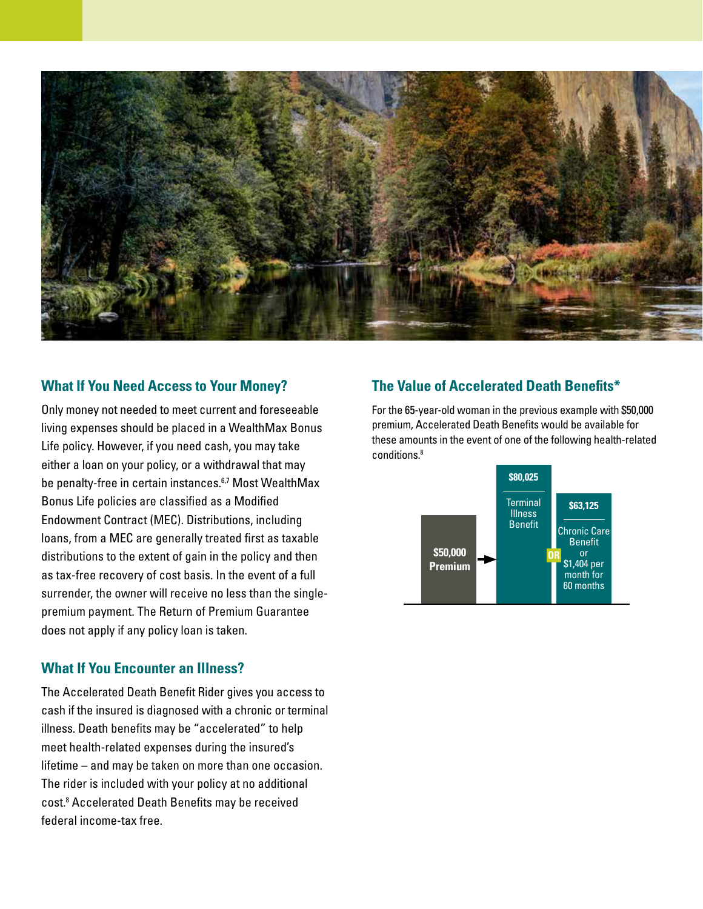## What If You Need Access to Your Money?

Only money not needed to meet current and foreseeable living expenses should be placed in a WealthMax Bonus Life policy. However, if you need cash, you may take either a loan on your policy, or a withdrawal that may be penalty-free in certain instances.[6,7] Most WealthMax Bonus Life policies are classified as a Modified Endowment Contract (MEC). Distributions, including loans, from a MEC are generally treated first as taxable distributions to the extent of gain in the policy and then as tax-free recovery of cost basis. In the event of a full surrender, the owner will receive no less than the single-premium payment. The Return of Premium Guarantee does not apply if any policy loan is taken.

## What If You Encounter an Illness?

The Accelerated Death Benefit Rider gives you access to cash if the insured is diagnosed with a chronic or terminal illness. Death benefits may be "accelerated" to help meet health-related expenses during the insured's lifetime – and may be taken on more than one occasion. The rider is included with your policy at no additional cost.[8] Accelerated Death Benefits may be received federal income-tax free.

## The Value of Accelerated Death Benefits*

For the 65-year-old woman in the previous example with $50,000 premium, Accelerated Death Benefits would be available for these amounts in the event of one of the following health-related conditions.[8]

**$50,000 Premium** → **$80,025** Terminal Illness Benefit **OR** **$63,125** Chronic Care Benefit or $1,404 per month for 60 months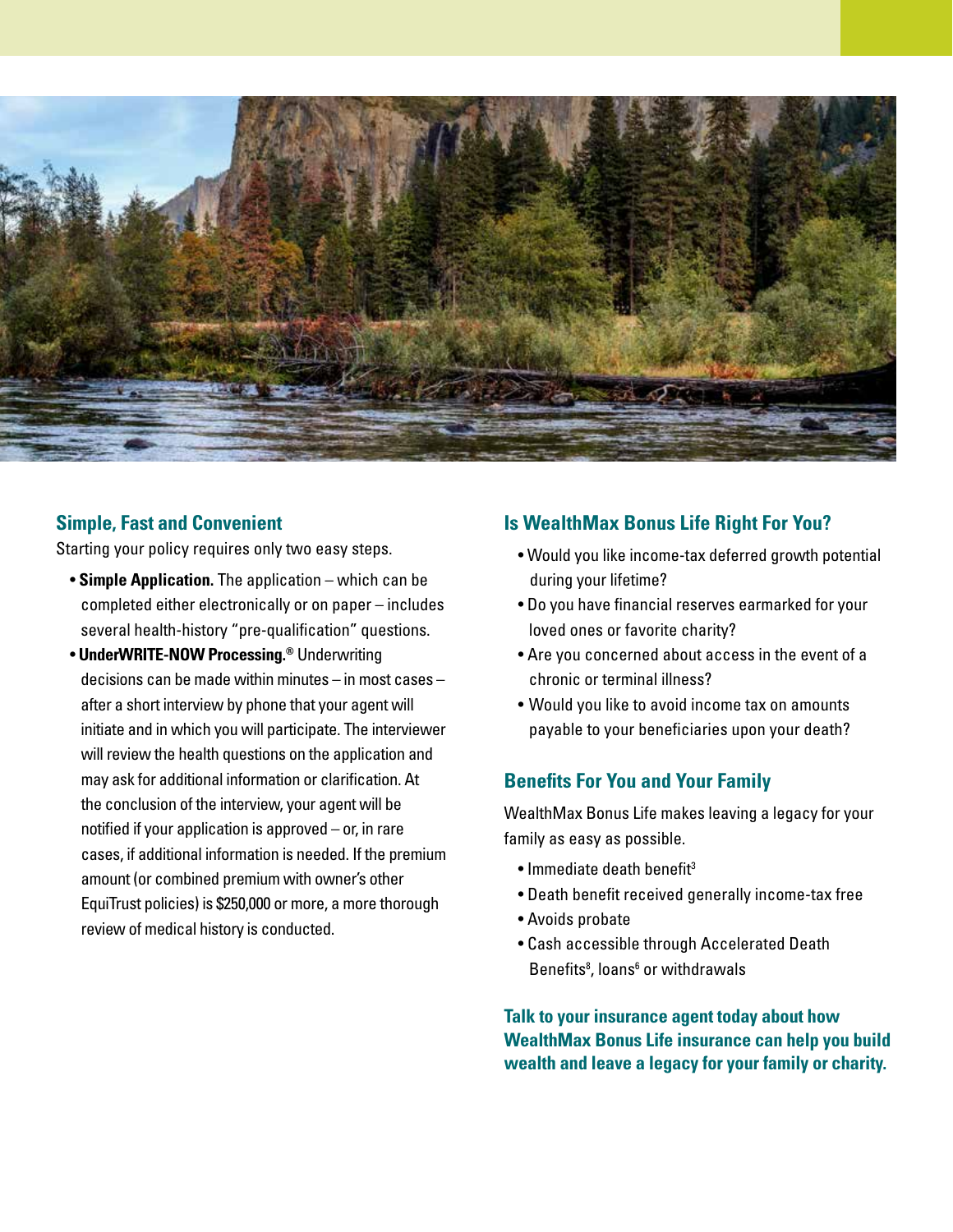## Simple, Fast and Convenient

Starting your policy requires only two easy steps.

- **Simple Application.** The application – which can be completed either electronically or on paper – includes several health-history "pre-qualification" questions.
- **UnderWRITE-NOW Processing.®** Underwriting decisions can be made within minutes – in most cases – after a short interview by phone that your agent will initiate and in which you will participate. The interviewer will review the health questions on the application and may ask for additional information or clarification. At the conclusion of the interview, your agent will be notified if your application is approved – or, in rare cases, if additional information is needed. If the premium amount (or combined premium with owner's other EquiTrust policies) is $250,000 or more, a more thorough review of medical history is conducted.

## Is WealthMax Bonus Life Right For You?

- Would you like income-tax deferred growth potential during your lifetime?
- Do you have financial reserves earmarked for your loved ones or favorite charity?
- Are you concerned about access in the event of a chronic or terminal illness?
- Would you like to avoid income tax on amounts payable to your beneficiaries upon your death?

## Benefits For You and Your Family

WealthMax Bonus Life makes leaving a legacy for your family as easy as possible.

- Immediate death benefit[3]
- Death benefit received generally income-tax free
- Avoids probate
- Cash accessible through Accelerated Death Benefits[8], loans[6] or withdrawals

**Talk to your insurance agent today about how WealthMax Bonus Life insurance can help you build wealth and leave a legacy for your family or charity.**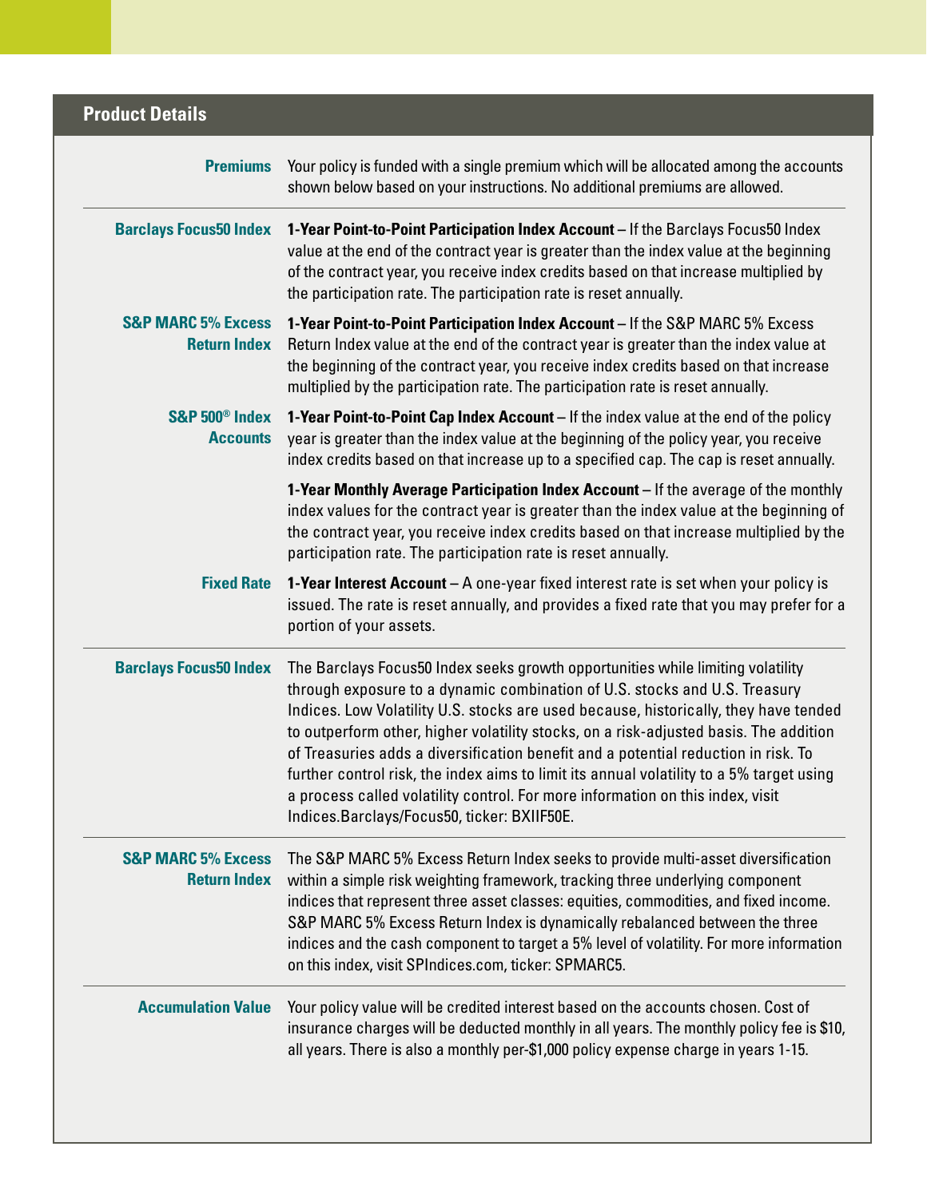## Product Details

| | |
|---|---|
| **Premiums** | Your policy is funded with a single premium which will be allocated among the accounts shown below based on your instructions. No additional premiums are allowed. |
| **Barclays Focus50 Index** | **1-Year Point-to-Point Participation Index Account** – If the Barclays Focus50 Index value at the end of the contract year is greater than the index value at the beginning of the contract year, you receive index credits based on that increase multiplied by the participation rate. The participation rate is reset annually. |
| **S&P MARC 5% Excess Return Index** | **1-Year Point-to-Point Participation Index Account** – If the S&P MARC 5% Excess Return Index value at the end of the contract year is greater than the index value at the beginning of the contract year, you receive index credits based on that increase multiplied by the participation rate. The participation rate is reset annually. |
| **S&P 500® Index Accounts** | **1-Year Point-to-Point Cap Index Account** – If the index value at the end of the policy year is greater than the index value at the beginning of the policy year, you receive index credits based on that increase up to a specified cap. The cap is reset annually. |
| | **1-Year Monthly Average Participation Index Account** – If the average of the monthly index values for the contract year is greater than the index value at the beginning of the contract year, you receive index credits based on that increase multiplied by the participation rate. The participation rate is reset annually. |
| **Fixed Rate** | **1-Year Interest Account** – A one-year fixed interest rate is set when your policy is issued. The rate is reset annually, and provides a fixed rate that you may prefer for a portion of your assets. |
| **Barclays Focus50 Index** | The Barclays Focus50 Index seeks growth opportunities while limiting volatility through exposure to a dynamic combination of U.S. stocks and U.S. Treasury Indices. Low Volatility U.S. stocks are used because, historically, they have tended to outperform other, higher volatility stocks, on a risk-adjusted basis. The addition of Treasuries adds a diversification benefit and a potential reduction in risk. To further control risk, the index aims to limit its annual volatility to a 5% target using a process called volatility control. For more information on this index, visit Indices.Barclays/Focus50, ticker: BXIIF50E. |
| **S&P MARC 5% Excess Return Index** | The S&P MARC 5% Excess Return Index seeks to provide multi-asset diversification within a simple risk weighting framework, tracking three underlying component indices that represent three asset classes: equities, commodities, and fixed income. S&P MARC 5% Excess Return Index is dynamically rebalanced between the three indices and the cash component to target a 5% level of volatility. For more information on this index, visit SPIndices.com, ticker: SPMARC5. |
| **Accumulation Value** | Your policy value will be credited interest based on the accounts chosen. Cost of insurance charges will be deducted monthly in all years. The monthly policy fee is $10, all years. There is also a monthly per-$1,000 policy expense charge in years 1-15. |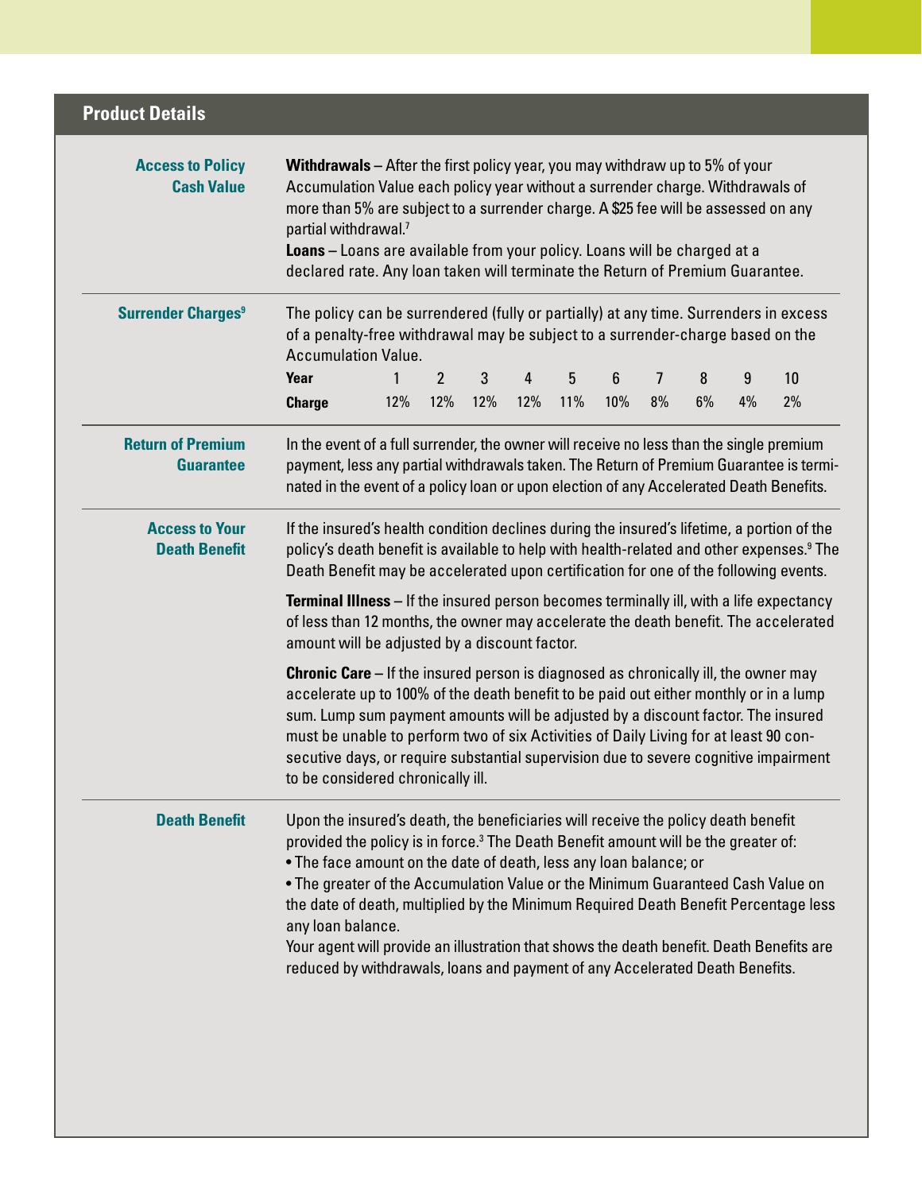## Product Details

### Access to Policy Cash Value

**Withdrawals** – After the first policy year, you may withdraw up to 5% of your Accumulation Value each policy year without a surrender charge. Withdrawals of more than 5% are subject to a surrender charge. A $25 fee will be assessed on any partial withdrawal.[7]

**Loans** – Loans are available from your policy. Loans will be charged at a declared rate. Any loan taken will terminate the Return of Premium Guarantee.

### Surrender Charges[9]

The policy can be surrendered (fully or partially) at any time. Surrenders in excess of a penalty-free withdrawal may be subject to a surrender-charge based on the Accumulation Value.

| Year | 1 | 2 | 3 | 4 | 5 | 6 | 7 | 8 | 9 | 10 |
|---|---|---|---|---|---|---|---|---|---|---|
| Charge | 12% | 12% | 12% | 12% | 11% | 10% | 8% | 6% | 4% | 2% |

### Return of Premium Guarantee

In the event of a full surrender, the owner will receive no less than the single premium payment, less any partial withdrawals taken. The Return of Premium Guarantee is terminated in the event of a policy loan or upon election of any Accelerated Death Benefits.

### Access to Your Death Benefit

If the insured's health condition declines during the insured's lifetime, a portion of the policy's death benefit is available to help with health-related and other expenses.[9] The Death Benefit may be accelerated upon certification for one of the following events.

**Terminal Illness** – If the insured person becomes terminally ill, with a life expectancy of less than 12 months, the owner may accelerate the death benefit. The accelerated amount will be adjusted by a discount factor.

**Chronic Care** – If the insured person is diagnosed as chronically ill, the owner may accelerate up to 100% of the death benefit to be paid out either monthly or in a lump sum. Lump sum payment amounts will be adjusted by a discount factor. The insured must be unable to perform two of six Activities of Daily Living for at least 90 consecutive days, or require substantial supervision due to severe cognitive impairment to be considered chronically ill.

### Death Benefit

Upon the insured's death, the beneficiaries will receive the policy death benefit provided the policy is in force.[3] The Death Benefit amount will be the greater of:

- The face amount on the date of death, less any loan balance; or
- The greater of the Accumulation Value or the Minimum Guaranteed Cash Value on the date of death, multiplied by the Minimum Required Death Benefit Percentage less any loan balance.

Your agent will provide an illustration that shows the death benefit. Death Benefits are reduced by withdrawals, loans and payment of any Accelerated Death Benefits.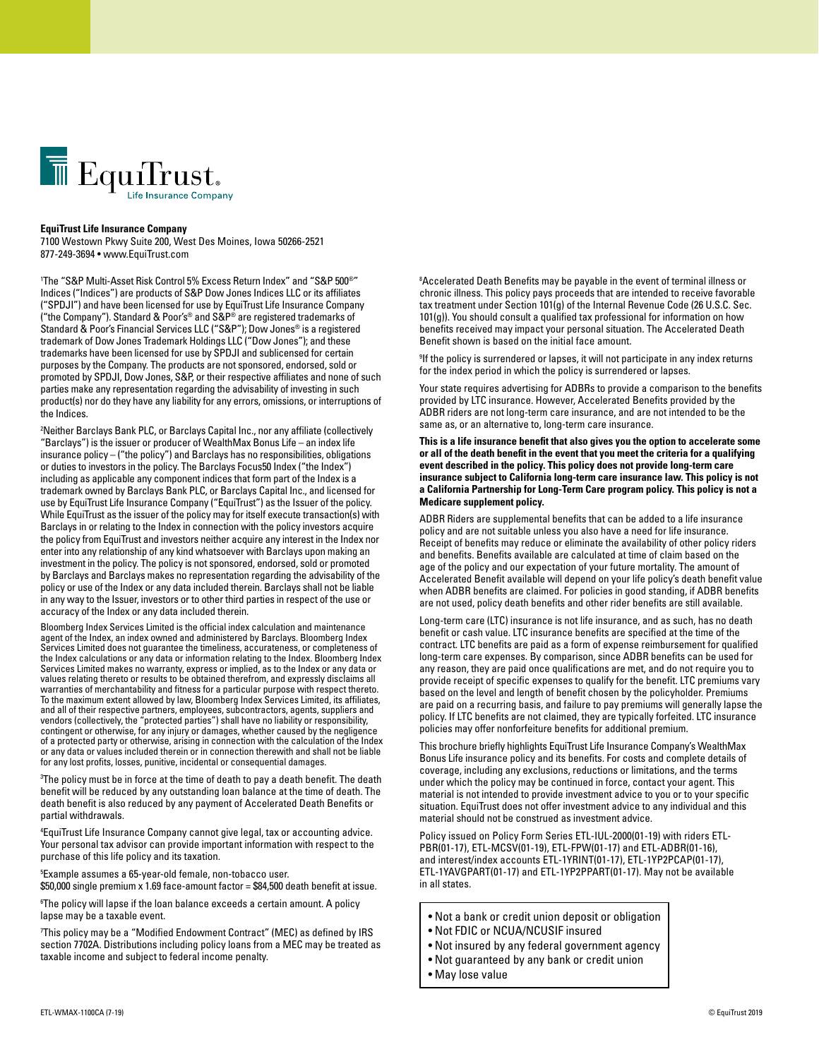**EquiTrust Life Insurance Company**
7100 Westown Pkwy Suite 200, West Des Moines, Iowa 50266-2521
877-249-3694 • www.EquiTrust.com

[1]The "S&P Multi-Asset Risk Control 5% Excess Return Index" and "S&P 500®" Indices ("Indices") are products of S&P Dow Jones Indices LLC or its affiliates ("SPDJI") and have been licensed for use by EquiTrust Life Insurance Company ("the Company"). Standard & Poor's® and S&P® are registered trademarks of Standard & Poor's Financial Services LLC ("S&P"); Dow Jones® is a registered trademark of Dow Jones Trademark Holdings LLC ("Dow Jones"); and these trademarks have been licensed for use by SPDJI and sublicensed for certain purposes by the Company. The products are not sponsored, endorsed, sold or promoted by SPDJI, Dow Jones, S&P, or their respective affiliates and none of such parties make any representation regarding the advisability of investing in such product(s) nor do they have any liability for any errors, omissions, or interruptions of the Indices.

[2]Neither Barclays Bank PLC, or Barclays Capital Inc., nor any affiliate (collectively "Barclays") is the issuer or producer of WealthMax Bonus Life – an index life insurance policy – ("the policy") and Barclays has no responsibilities, obligations or duties to investors in the policy. The Barclays Focus50 Index ("the Index") including as applicable any component indices that form part of the Index is a trademark owned by Barclays Bank PLC, or Barclays Capital Inc., and licensed for use by EquiTrust Life Insurance Company ("EquiTrust") as the Issuer of the policy. While EquiTrust as the issuer of the policy may for itself execute transaction(s) with Barclays in or relating to the Index in connection with the policy investors acquire the policy from EquiTrust and investors neither acquire any interest in the Index nor enter into any relationship of any kind whatsoever with Barclays upon making an investment in the policy. The policy is not sponsored, endorsed, sold or promoted by Barclays and Barclays makes no representation regarding the advisability of the policy or use of the Index or any data included therein. Barclays shall not be liable in any way to the Issuer, investors or to other third parties in respect of the use or accuracy of the Index or any data included therein.

Bloomberg Index Services Limited is the official index calculation and maintenance agent of the Index, an index owned and administered by Barclays. Bloomberg Index Services Limited does not guarantee the timeliness, accurateness, or completeness of the Index calculations or any data or information relating to the Index. Bloomberg Index Services Limited makes no warranty, express or implied, as to the Index or any data or values relating thereto or results to be obtained therefrom, and expressly disclaims all warranties of merchantability and fitness for a particular purpose with respect thereto. To the maximum extent allowed by law, Bloomberg Index Services Limited, its affiliates, and all of their respective partners, employees, subcontractors, agents, suppliers and vendors (collectively, the "protected parties") shall have no liability or responsibility, contingent or otherwise, for any injury or damages, whether caused by the negligence of a protected party or otherwise, arising in connection with the calculation of the Index or any data or values included therein or in connection therewith and shall not be liable for any lost profits, losses, punitive, incidental or consequential damages.

[3]The policy must be in force at the time of death to pay a death benefit. The death benefit will be reduced by any outstanding loan balance at the time of death. The death benefit is also reduced by any payment of Accelerated Death Benefits or partial withdrawals.

[4]EquiTrust Life Insurance Company cannot give legal, tax or accounting advice. Your personal tax advisor can provide important information with respect to the purchase of this life policy and its taxation.

[5]Example assumes a 65-year-old female, non-tobacco user.
$50,000 single premium x 1.69 face-amount factor = $84,500 death benefit at issue.

[6]The policy will lapse if the loan balance exceeds a certain amount. A policy lapse may be a taxable event.

[7]This policy may be a "Modified Endowment Contract" (MEC) as defined by IRS section 7702A. Distributions including policy loans from a MEC may be treated as taxable income and subject to federal income penalty.

[8]Accelerated Death Benefits may be payable in the event of terminal illness or chronic illness. This policy pays proceeds that are intended to receive favorable tax treatment under Section 101(g) of the Internal Revenue Code (26 U.S.C. Sec. 101(g)). You should consult a qualified tax professional for information on how benefits received may impact your personal situation. The Accelerated Death Benefit shown is based on the initial face amount.

[9]If the policy is surrendered or lapses, it will not participate in any index returns for the index period in which the policy is surrendered or lapses.

Your state requires advertising for ADBRs to provide a comparison to the benefits provided by LTC insurance. However, Accelerated Benefits provided by the ADBR riders are not long-term care insurance, and are not intended to be the same as, or an alternative to, long-term care insurance.

**This is a life insurance benefit that also gives you the option to accelerate some or all of the death benefit in the event that you meet the criteria for a qualifying event described in the policy. This policy does not provide long-term care insurance subject to California long-term care insurance law. This policy is not a California Partnership for Long-Term Care program policy. This policy is not a Medicare supplement policy.**

ADBR Riders are supplemental benefits that can be added to a life insurance policy and are not suitable unless you also have a need for life insurance. Receipt of benefits may reduce or eliminate the availability of other policy riders and benefits. Benefits available are calculated at time of claim based on the age of the policy and our expectation of your future mortality. The amount of Accelerated Benefit available will depend on your life policy's death benefit value when ADBR benefits are claimed. For policies in good standing, if ADBR benefits are not used, policy death benefits and other rider benefits are still available.

Long-term care (LTC) insurance is not life insurance, and as such, has no death benefit or cash value. LTC insurance benefits are specified at the time of the contract. LTC benefits are paid as a form of expense reimbursement for qualified long-term care expenses. By comparison, since ADBR benefits can be used for any reason, they are paid once qualifications are met, and do not require you to provide receipt of specific expenses to qualify for the benefit. LTC premiums vary based on the level and length of benefit chosen by the policyholder. Premiums are paid on a recurring basis, and failure to pay premiums will generally lapse the policy. If LTC benefits are not claimed, they are typically forfeited. LTC insurance policies may offer nonforfeiture benefits for additional premium.

This brochure briefly highlights EquiTrust Life Insurance Company's WealthMax Bonus Life insurance policy and its benefits. For costs and complete details of coverage, including any exclusions, reductions or limitations, and the terms under which the policy may be continued in force, contact your agent. This material is not intended to provide investment advice to you or to your specific situation. EquiTrust does not offer investment advice to any individual and this material should not be construed as investment advice.

Policy issued on Policy Form Series ETL-IUL-2000(01-19) with riders ETL-PBR(01-17), ETL-MCSV(01-19), ETL-FPW(01-17) and ETL-ADBR(01-16), and interest/index accounts ETL-1YRINT(01-17), ETL-1YP2PCAP(01-17), ETL-1YAVGPART(01-17) and ETL-1YP2PPART(01-17). May not be available in all states.

- Not a bank or credit union deposit or obligation
- Not FDIC or NCUA/NCUSIF insured
- Not insured by any federal government agency
- Not guaranteed by any bank or credit union
- May lose value

ETL-WMAX-1100CA (7-19)

© EquiTrust 2019